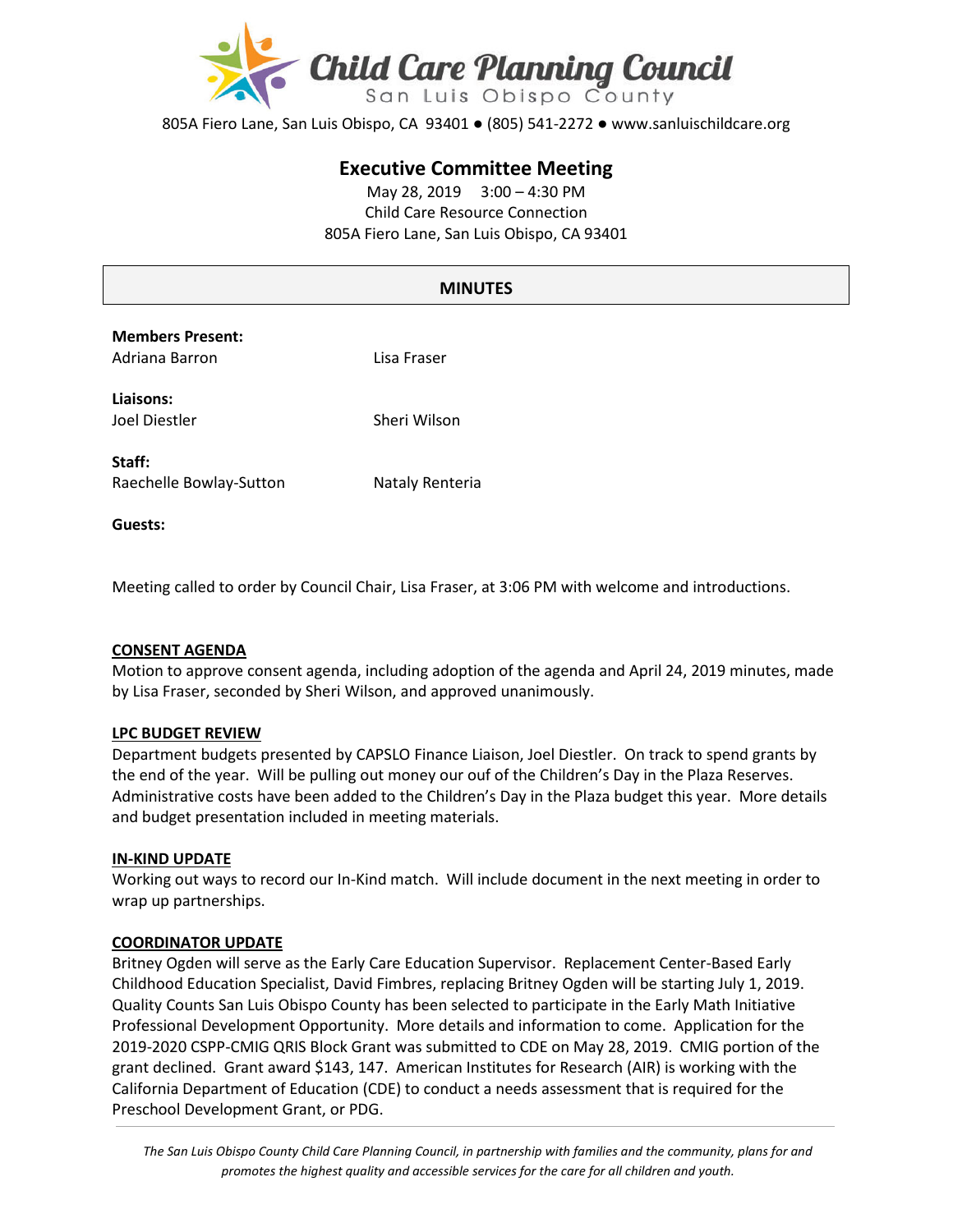# Child Care Planning Council

San Luis Obispo County

805A Fiero Lane, San Luis Obispo, CA 93401 ● (805) 541-2272 ● www.sanluischildcare.org

## Executive Committee Meeting

May 28, 2019 3:00 – 4:30 PM
Child Care Resource Connection
805A Fiero Lane, San Luis Obispo, CA 93401

### MINUTES

**Members Present:**
Adriana Barron
Lisa Fraser

**Liaisons:**
Joel Diestler
Sheri Wilson

**Staff:**
Raechelle Bowlay-Sutton
Nataly Renteria

**Guests:**

Meeting called to order by Council Chair, Lisa Fraser, at 3:06 PM with welcome and introductions.

**CONSENT AGENDA**
Motion to approve consent agenda, including adoption of the agenda and April 24, 2019 minutes, made by Lisa Fraser, seconded by Sheri Wilson, and approved unanimously.

**LPC BUDGET REVIEW**
Department budgets presented by CAPSLO Finance Liaison, Joel Diestler. On track to spend grants by the end of the year. Will be pulling out money our ouf of the Children's Day in the Plaza Reserves. Administrative costs have been added to the Children's Day in the Plaza budget this year. More details and budget presentation included in meeting materials.

**IN-KIND UPDATE**
Working out ways to record our In-Kind match. Will include document in the next meeting in order to wrap up partnerships.

**COORDINATOR UPDATE**
Britney Ogden will serve as the Early Care Education Supervisor. Replacement Center-Based Early Childhood Education Specialist, David Fimbres, replacing Britney Ogden will be starting July 1, 2019. Quality Counts San Luis Obispo County has been selected to participate in the Early Math Initiative Professional Development Opportunity. More details and information to come. Application for the 2019-2020 CSPP-CMIG QRIS Block Grant was submitted to CDE on May 28, 2019. CMIG portion of the grant declined. Grant award $143, 147. American Institutes for Research (AIR) is working with the California Department of Education (CDE) to conduct a needs assessment that is required for the Preschool Development Grant, or PDG.

*The San Luis Obispo County Child Care Planning Council, in partnership with families and the community, plans for and promotes the highest quality and accessible services for the care for all children and youth.*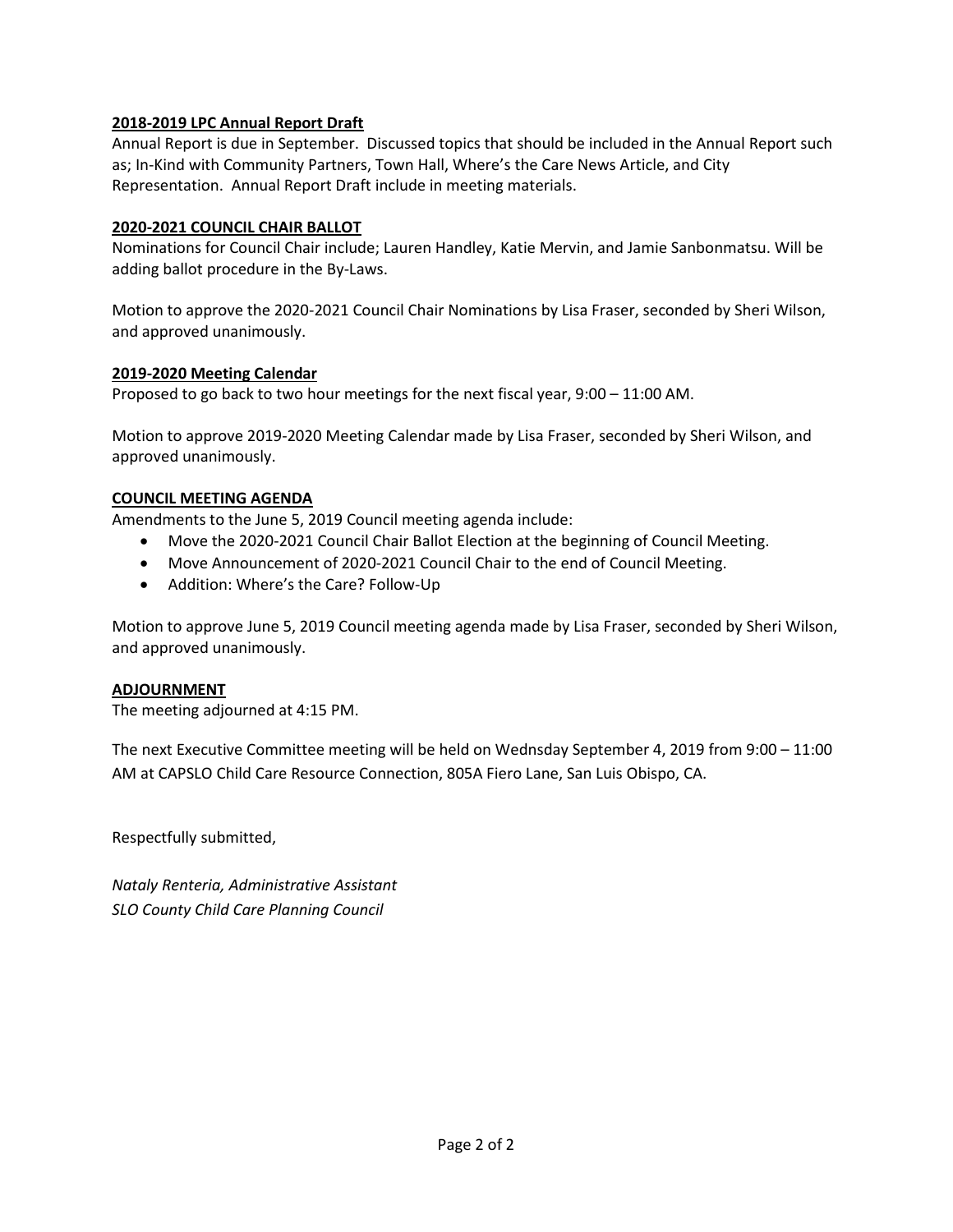**2018-2019 LPC Annual Report Draft**

Annual Report is due in September. Discussed topics that should be included in the Annual Report such as; In-Kind with Community Partners, Town Hall, Where's the Care News Article, and City Representation. Annual Report Draft include in meeting materials.

**2020-2021 COUNCIL CHAIR BALLOT**

Nominations for Council Chair include; Lauren Handley, Katie Mervin, and Jamie Sanbonmatsu. Will be adding ballot procedure in the By-Laws.

Motion to approve the 2020-2021 Council Chair Nominations by Lisa Fraser, seconded by Sheri Wilson, and approved unanimously.

**2019-2020 Meeting Calendar**

Proposed to go back to two hour meetings for the next fiscal year, 9:00 – 11:00 AM.

Motion to approve 2019-2020 Meeting Calendar made by Lisa Fraser, seconded by Sheri Wilson, and approved unanimously.

**COUNCIL MEETING AGENDA**

Amendments to the June 5, 2019 Council meeting agenda include:

- Move the 2020-2021 Council Chair Ballot Election at the beginning of Council Meeting.
- Move Announcement of 2020-2021 Council Chair to the end of Council Meeting.
- Addition: Where's the Care? Follow-Up

Motion to approve June 5, 2019 Council meeting agenda made by Lisa Fraser, seconded by Sheri Wilson, and approved unanimously.

**ADJOURNMENT**

The meeting adjourned at 4:15 PM.

The next Executive Committee meeting will be held on Wednsday September 4, 2019 from 9:00 – 11:00 AM at CAPSLO Child Care Resource Connection, 805A Fiero Lane, San Luis Obispo, CA.

Respectfully submitted,

*Nataly Renteria, Administrative Assistant*
*SLO County Child Care Planning Council*